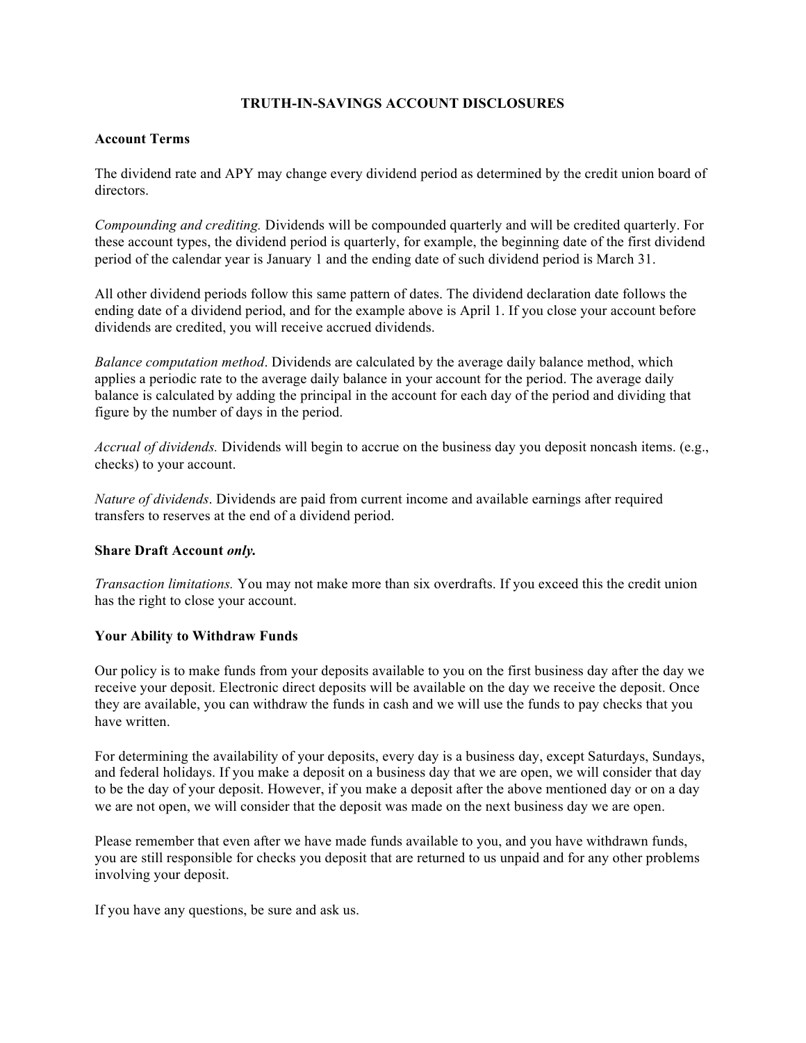# TRUTH-IN-SAVINGS ACCOUNT DISCLOSURES

## Account Terms

The dividend rate and APY may change every dividend period as determined by the credit union board of directors.

*Compounding and crediting.* Dividends will be compounded quarterly and will be credited quarterly. For these account types, the dividend period is quarterly, for example, the beginning date of the first dividend period of the calendar year is January 1 and the ending date of such dividend period is March 31.

All other dividend periods follow this same pattern of dates. The dividend declaration date follows the ending date of a dividend period, and for the example above is April 1. If you close your account before dividends are credited, you will receive accrued dividends.

*Balance computation method*. Dividends are calculated by the average daily balance method, which applies a periodic rate to the average daily balance in your account for the period. The average daily balance is calculated by adding the principal in the account for each day of the period and dividing that figure by the number of days in the period.

*Accrual of dividends.* Dividends will begin to accrue on the business day you deposit noncash items. (e.g., checks) to your account.

*Nature of dividends*. Dividends are paid from current income and available earnings after required transfers to reserves at the end of a dividend period.

## Share Draft Account *only.*

*Transaction limitations.* You may not make more than six overdrafts. If you exceed this the credit union has the right to close your account.

## Your Ability to Withdraw Funds

Our policy is to make funds from your deposits available to you on the first business day after the day we receive your deposit. Electronic direct deposits will be available on the day we receive the deposit. Once they are available, you can withdraw the funds in cash and we will use the funds to pay checks that you have written.

For determining the availability of your deposits, every day is a business day, except Saturdays, Sundays, and federal holidays. If you make a deposit on a business day that we are open, we will consider that day to be the day of your deposit. However, if you make a deposit after the above mentioned day or on a day we are not open, we will consider that the deposit was made on the next business day we are open.

Please remember that even after we have made funds available to you, and you have withdrawn funds, you are still responsible for checks you deposit that are returned to us unpaid and for any other problems involving your deposit.

If you have any questions, be sure and ask us.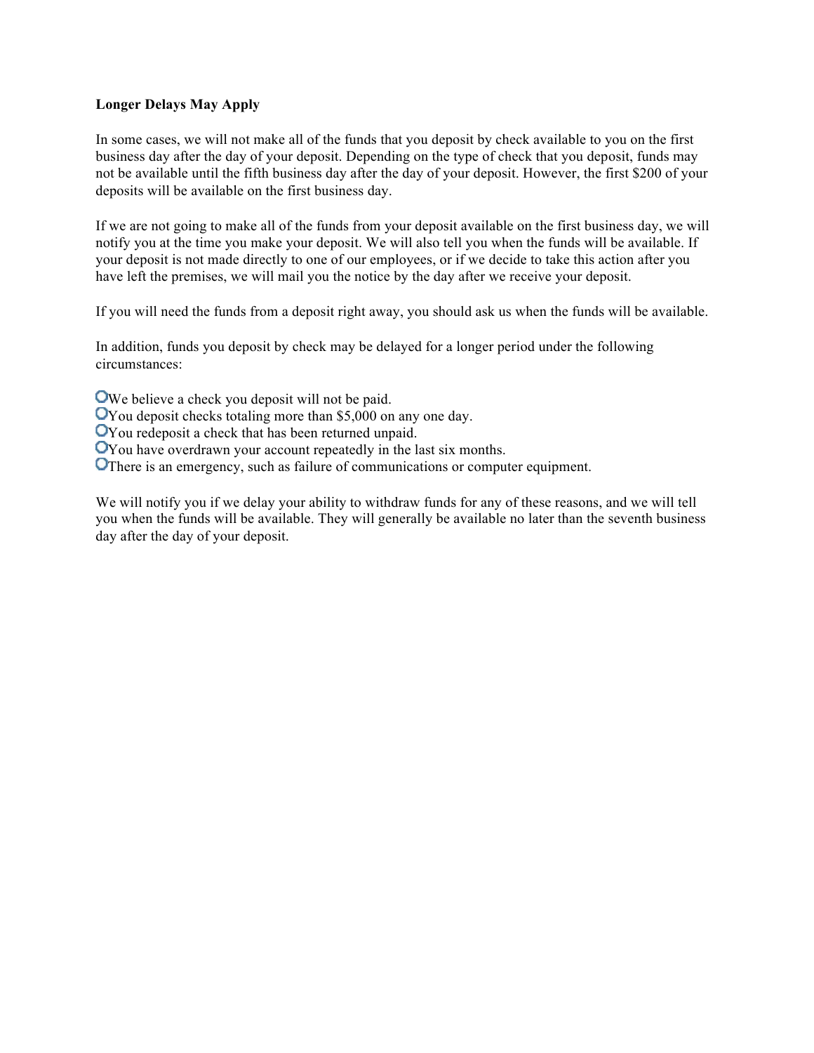**Longer Delays May Apply**

In some cases, we will not make all of the funds that you deposit by check available to you on the first business day after the day of your deposit. Depending on the type of check that you deposit, funds may not be available until the fifth business day after the day of your deposit. However, the first $200 of your deposits will be available on the first business day.

If we are not going to make all of the funds from your deposit available on the first business day, we will notify you at the time you make your deposit. We will also tell you when the funds will be available. If your deposit is not made directly to one of our employees, or if we decide to take this action after you have left the premises, we will mail you the notice by the day after we receive your deposit.

If you will need the funds from a deposit right away, you should ask us when the funds will be available.

In addition, funds you deposit by check may be delayed for a longer period under the following circumstances:

- We believe a check you deposit will not be paid.
- You deposit checks totaling more than $5,000 on any one day.
- You redeposit a check that has been returned unpaid.
- You have overdrawn your account repeatedly in the last six months.
- There is an emergency, such as failure of communications or computer equipment.

We will notify you if we delay your ability to withdraw funds for any of these reasons, and we will tell you when the funds will be available. They will generally be available no later than the seventh business day after the day of your deposit.